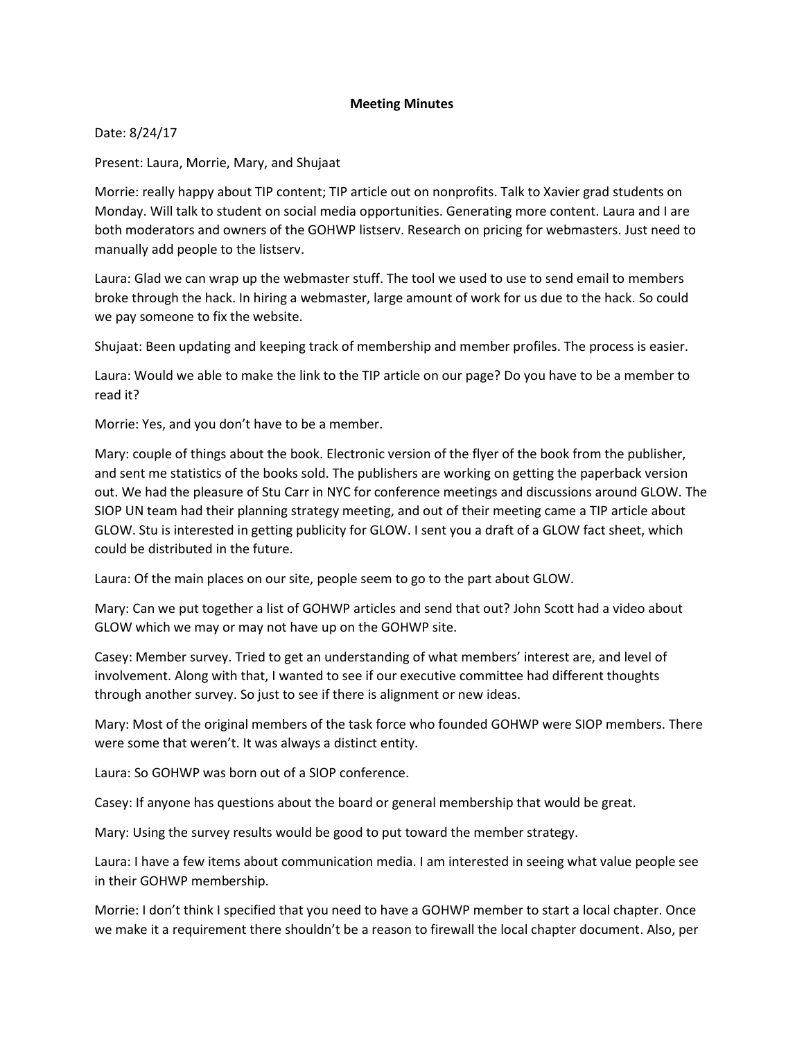**Meeting Minutes**

Date: 8/24/17

Present: Laura, Morrie, Mary, and Shujaat

Morrie: really happy about TIP content; TIP article out on nonprofits. Talk to Xavier grad students on Monday. Will talk to student on social media opportunities. Generating more content. Laura and I are both moderators and owners of the GOHWP listserv. Research on pricing for webmasters. Just need to manually add people to the listserv.

Laura: Glad we can wrap up the webmaster stuff. The tool we used to use to send email to members broke through the hack. In hiring a webmaster, large amount of work for us due to the hack. So could we pay someone to fix the website.

Shujaat: Been updating and keeping track of membership and member profiles. The process is easier.

Laura: Would we able to make the link to the TIP article on our page? Do you have to be a member to read it?

Morrie: Yes, and you don't have to be a member.

Mary: couple of things about the book. Electronic version of the flyer of the book from the publisher, and sent me statistics of the books sold. The publishers are working on getting the paperback version out. We had the pleasure of Stu Carr in NYC for conference meetings and discussions around GLOW. The SIOP UN team had their planning strategy meeting, and out of their meeting came a TIP article about GLOW. Stu is interested in getting publicity for GLOW. I sent you a draft of a GLOW fact sheet, which could be distributed in the future.

Laura: Of the main places on our site, people seem to go to the part about GLOW.

Mary: Can we put together a list of GOHWP articles and send that out? John Scott had a video about GLOW which we may or may not have up on the GOHWP site.

Casey: Member survey. Tried to get an understanding of what members' interest are, and level of involvement. Along with that, I wanted to see if our executive committee had different thoughts through another survey. So just to see if there is alignment or new ideas.

Mary: Most of the original members of the task force who founded GOHWP were SIOP members. There were some that weren't. It was always a distinct entity.

Laura: So GOHWP was born out of a SIOP conference.

Casey: If anyone has questions about the board or general membership that would be great.

Mary: Using the survey results would be good to put toward the member strategy.

Laura: I have a few items about communication media. I am interested in seeing what value people see in their GOHWP membership.

Morrie: I don't think I specified that you need to have a GOHWP member to start a local chapter. Once we make it a requirement there shouldn't be a reason to firewall the local chapter document. Also, per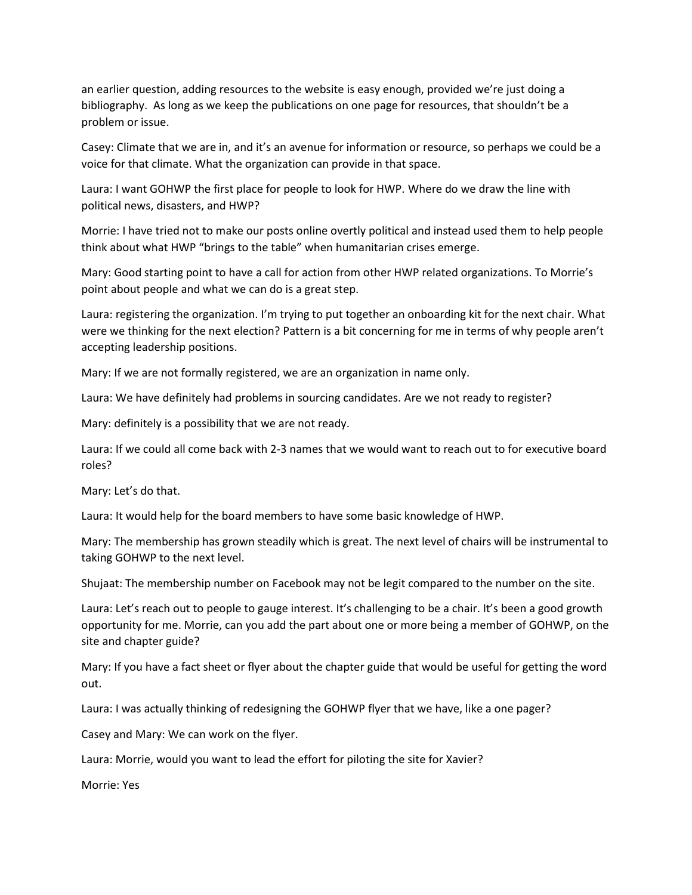an earlier question, adding resources to the website is easy enough, provided we're just doing a bibliography. As long as we keep the publications on one page for resources, that shouldn't be a problem or issue.

Casey: Climate that we are in, and it's an avenue for information or resource, so perhaps we could be a voice for that climate. What the organization can provide in that space.

Laura: I want GOHWP the first place for people to look for HWP. Where do we draw the line with political news, disasters, and HWP?

Morrie: I have tried not to make our posts online overtly political and instead used them to help people think about what HWP "brings to the table" when humanitarian crises emerge.

Mary: Good starting point to have a call for action from other HWP related organizations. To Morrie's point about people and what we can do is a great step.

Laura: registering the organization. I'm trying to put together an onboarding kit for the next chair. What were we thinking for the next election? Pattern is a bit concerning for me in terms of why people aren't accepting leadership positions.

Mary: If we are not formally registered, we are an organization in name only.

Laura: We have definitely had problems in sourcing candidates. Are we not ready to register?

Mary: definitely is a possibility that we are not ready.

Laura: If we could all come back with 2-3 names that we would want to reach out to for executive board roles?

Mary: Let's do that.

Laura: It would help for the board members to have some basic knowledge of HWP.

Mary: The membership has grown steadily which is great. The next level of chairs will be instrumental to taking GOHWP to the next level.

Shujaat: The membership number on Facebook may not be legit compared to the number on the site.

Laura: Let's reach out to people to gauge interest. It's challenging to be a chair. It's been a good growth opportunity for me. Morrie, can you add the part about one or more being a member of GOHWP, on the site and chapter guide?

Mary: If you have a fact sheet or flyer about the chapter guide that would be useful for getting the word out.

Laura: I was actually thinking of redesigning the GOHWP flyer that we have, like a one pager?

Casey and Mary: We can work on the flyer.

Laura: Morrie, would you want to lead the effort for piloting the site for Xavier?

Morrie: Yes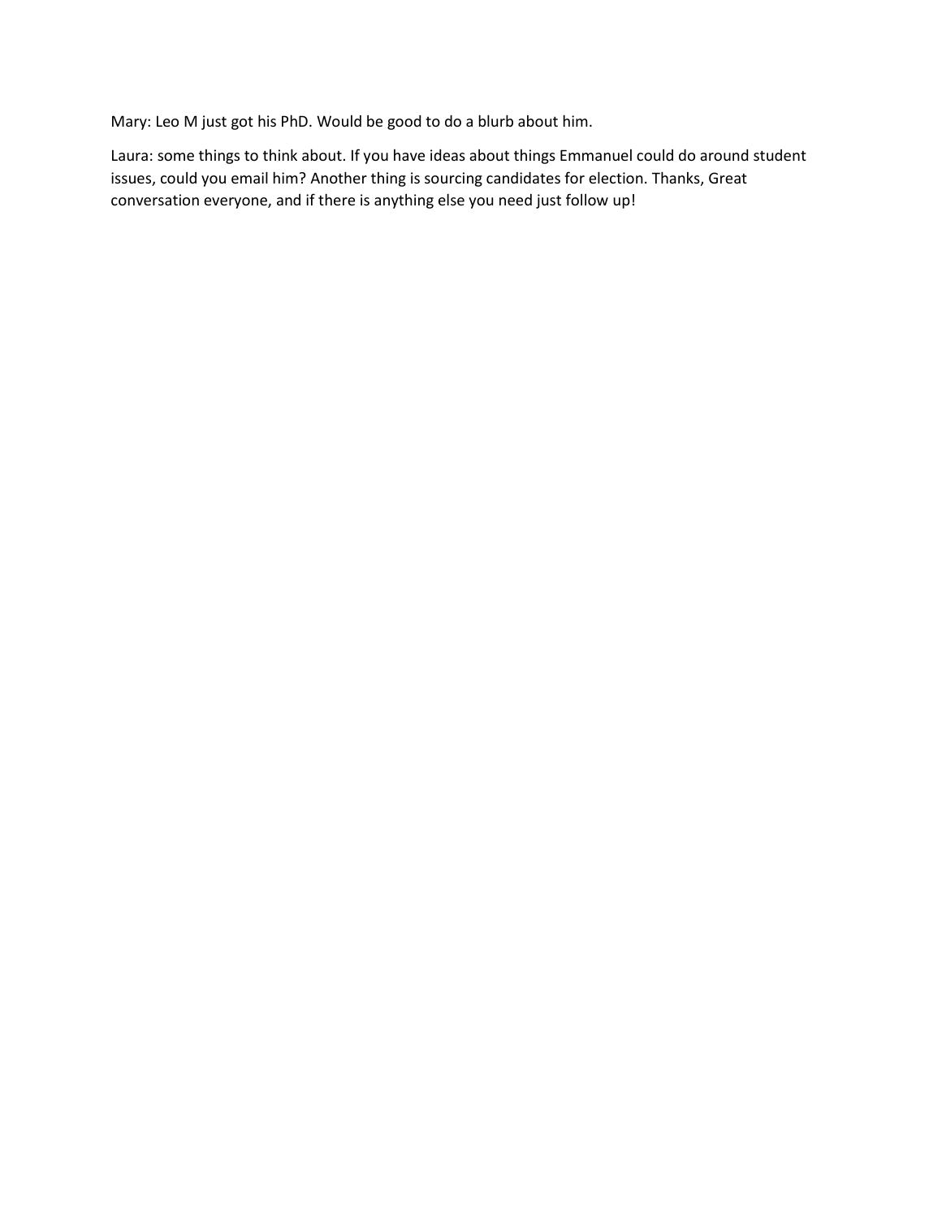Mary: Leo M just got his PhD. Would be good to do a blurb about him.

Laura: some things to think about. If you have ideas about things Emmanuel could do around student issues, could you email him? Another thing is sourcing candidates for election. Thanks, Great conversation everyone, and if there is anything else you need just follow up!